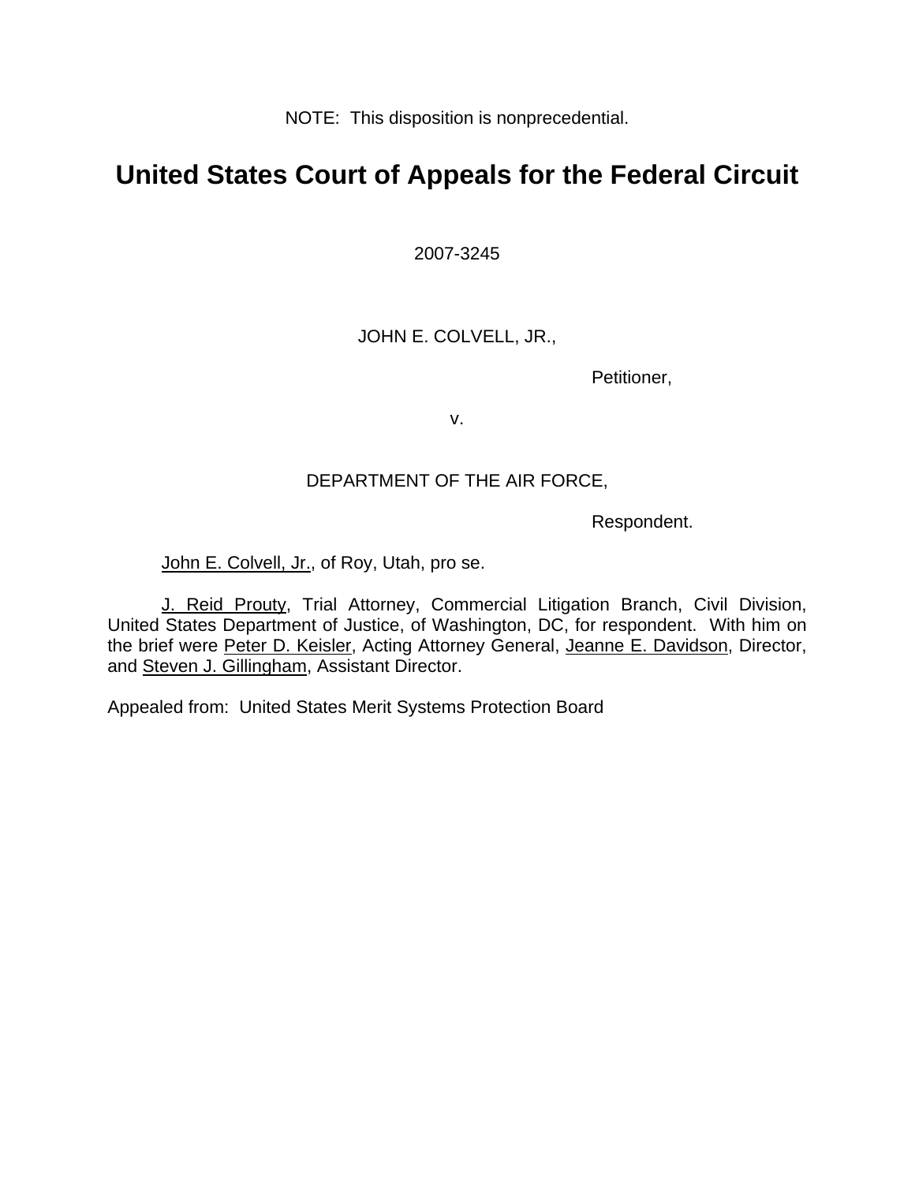NOTE: This disposition is nonprecedential.

# United States Court of Appeals for the Federal Circuit

2007-3245

JOHN E. COLVELL, JR.,

Petitioner,

v.

DEPARTMENT OF THE AIR FORCE,

Respondent.

John E. Colvell, Jr., of Roy, Utah, pro se.

J. Reid Prouty, Trial Attorney, Commercial Litigation Branch, Civil Division, United States Department of Justice, of Washington, DC, for respondent. With him on the brief were Peter D. Keisler, Acting Attorney General, Jeanne E. Davidson, Director, and Steven J. Gillingham, Assistant Director.

Appealed from: United States Merit Systems Protection Board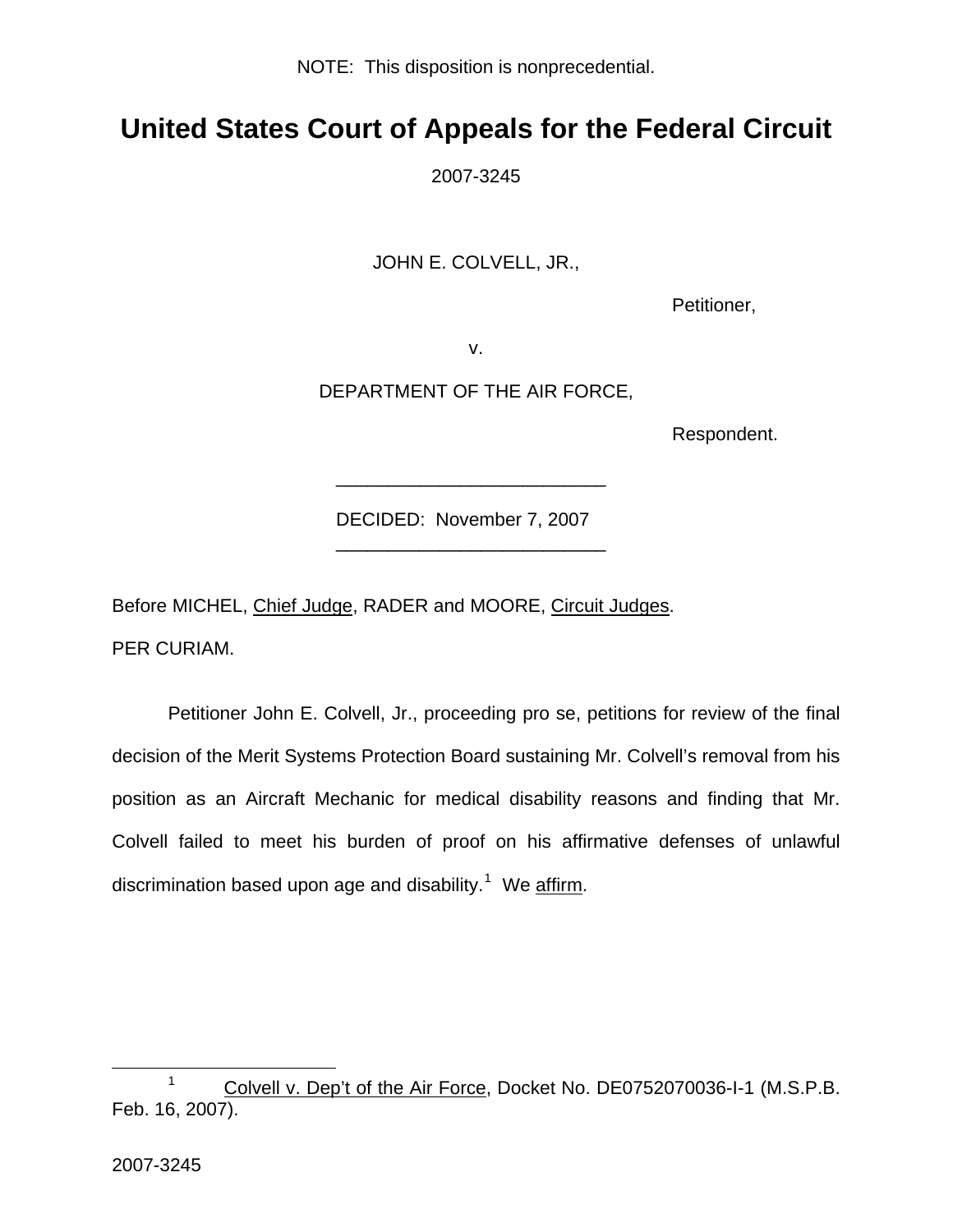NOTE: This disposition is nonprecedential.

# United States Court of Appeals for the Federal Circuit

2007-3245

JOHN E. COLVELL, JR.,

Petitioner,

v.

DEPARTMENT OF THE AIR FORCE,

Respondent.

---

DECIDED: November 7, 2007

---

Before MICHEL, Chief Judge, RADER and MOORE, Circuit Judges.

PER CURIAM.

Petitioner John E. Colvell, Jr., proceeding pro se, petitions for review of the final decision of the Merit Systems Protection Board sustaining Mr. Colvell's removal from his position as an Aircraft Mechanic for medical disability reasons and finding that Mr. Colvell failed to meet his burden of proof on his affirmative defenses of unlawful discrimination based upon age and disability.[1] We affirm.

---

[1] Colvell v. Dep't of the Air Force, Docket No. DE0752070036-I-1 (M.S.P.B. Feb. 16, 2007).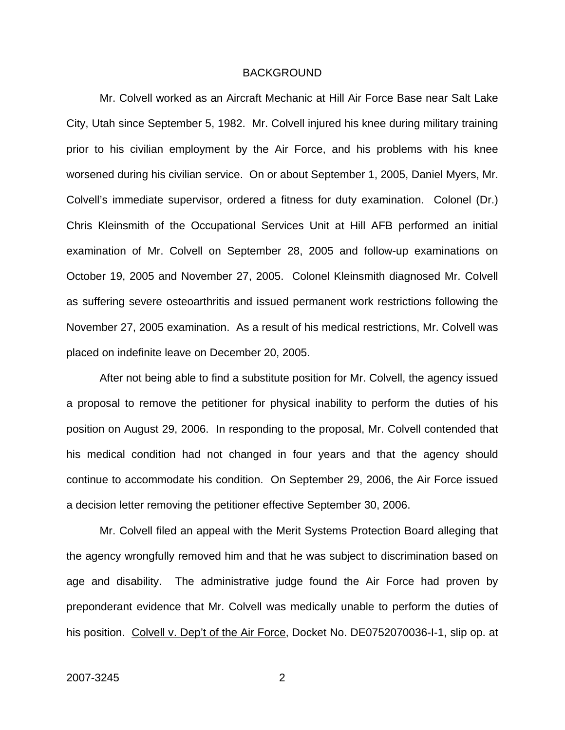## BACKGROUND

Mr. Colvell worked as an Aircraft Mechanic at Hill Air Force Base near Salt Lake City, Utah since September 5, 1982. Mr. Colvell injured his knee during military training prior to his civilian employment by the Air Force, and his problems with his knee worsened during his civilian service. On or about September 1, 2005, Daniel Myers, Mr. Colvell's immediate supervisor, ordered a fitness for duty examination. Colonel (Dr.) Chris Kleinsmith of the Occupational Services Unit at Hill AFB performed an initial examination of Mr. Colvell on September 28, 2005 and follow-up examinations on October 19, 2005 and November 27, 2005. Colonel Kleinsmith diagnosed Mr. Colvell as suffering severe osteoarthritis and issued permanent work restrictions following the November 27, 2005 examination. As a result of his medical restrictions, Mr. Colvell was placed on indefinite leave on December 20, 2005.

After not being able to find a substitute position for Mr. Colvell, the agency issued a proposal to remove the petitioner for physical inability to perform the duties of his position on August 29, 2006. In responding to the proposal, Mr. Colvell contended that his medical condition had not changed in four years and that the agency should continue to accommodate his condition. On September 29, 2006, the Air Force issued a decision letter removing the petitioner effective September 30, 2006.

Mr. Colvell filed an appeal with the Merit Systems Protection Board alleging that the agency wrongfully removed him and that he was subject to discrimination based on age and disability. The administrative judge found the Air Force had proven by preponderant evidence that Mr. Colvell was medically unable to perform the duties of his position. Colvell v. Dep't of the Air Force, Docket No. DE0752070036-I-1, slip op. at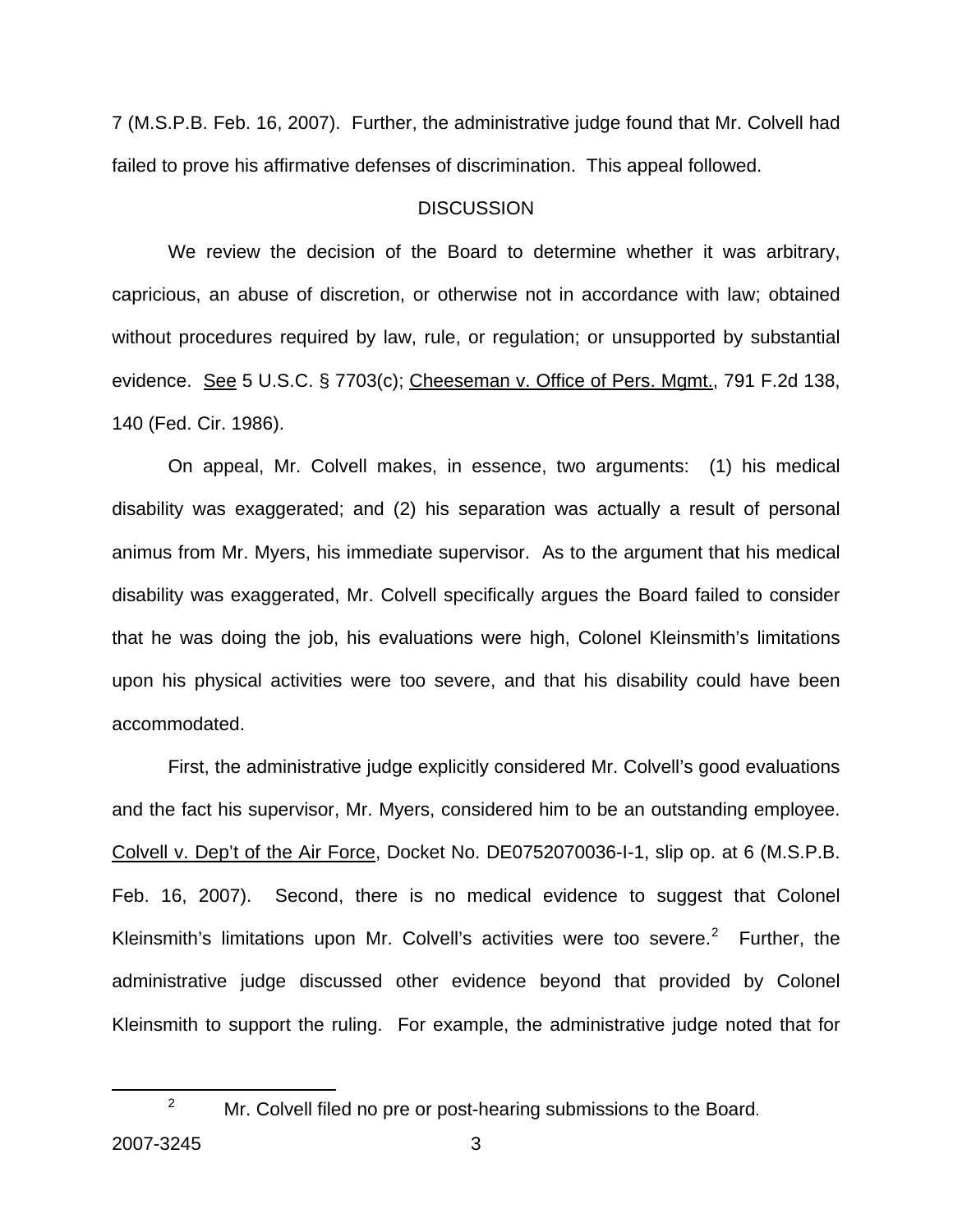7 (M.S.P.B. Feb. 16, 2007). Further, the administrative judge found that Mr. Colvell had failed to prove his affirmative defenses of discrimination. This appeal followed.

## DISCUSSION

We review the decision of the Board to determine whether it was arbitrary, capricious, an abuse of discretion, or otherwise not in accordance with law; obtained without procedures required by law, rule, or regulation; or unsupported by substantial evidence. See 5 U.S.C. § 7703(c); Cheeseman v. Office of Pers. Mgmt., 791 F.2d 138, 140 (Fed. Cir. 1986).

On appeal, Mr. Colvell makes, in essence, two arguments: (1) his medical disability was exaggerated; and (2) his separation was actually a result of personal animus from Mr. Myers, his immediate supervisor. As to the argument that his medical disability was exaggerated, Mr. Colvell specifically argues the Board failed to consider that he was doing the job, his evaluations were high, Colonel Kleinsmith's limitations upon his physical activities were too severe, and that his disability could have been accommodated.

First, the administrative judge explicitly considered Mr. Colvell's good evaluations and the fact his supervisor, Mr. Myers, considered him to be an outstanding employee. Colvell v. Dep't of the Air Force, Docket No. DE0752070036-I-1, slip op. at 6 (M.S.P.B. Feb. 16, 2007). Second, there is no medical evidence to suggest that Colonel Kleinsmith's limitations upon Mr. Colvell's activities were too severe.[2] Further, the administrative judge discussed other evidence beyond that provided by Colonel Kleinsmith to support the ruling. For example, the administrative judge noted that for

[2] Mr. Colvell filed no pre or post-hearing submissions to the Board.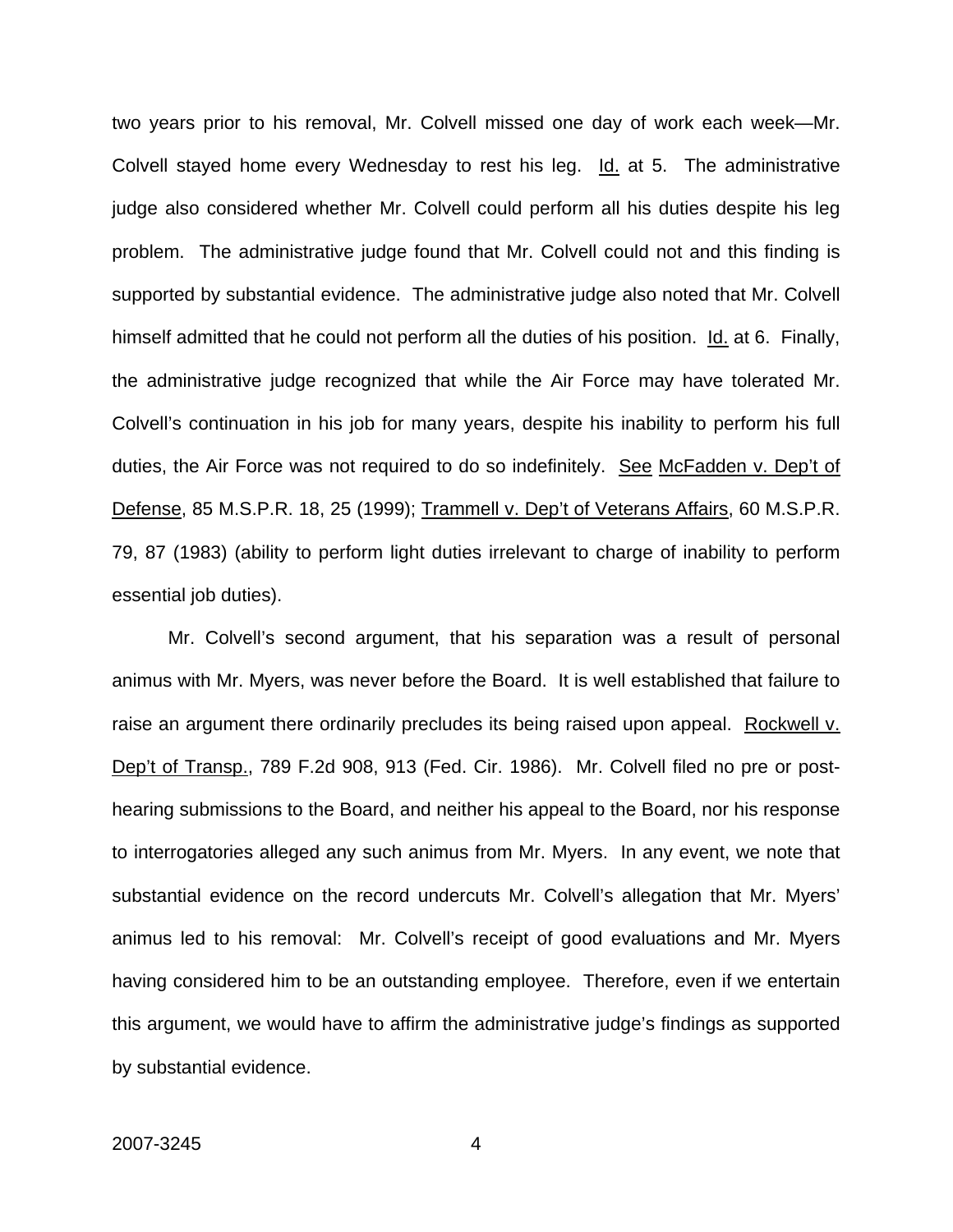two years prior to his removal, Mr. Colvell missed one day of work each week—Mr. Colvell stayed home every Wednesday to rest his leg. Id. at 5. The administrative judge also considered whether Mr. Colvell could perform all his duties despite his leg problem. The administrative judge found that Mr. Colvell could not and this finding is supported by substantial evidence. The administrative judge also noted that Mr. Colvell himself admitted that he could not perform all the duties of his position. Id. at 6. Finally, the administrative judge recognized that while the Air Force may have tolerated Mr. Colvell's continuation in his job for many years, despite his inability to perform his full duties, the Air Force was not required to do so indefinitely. See McFadden v. Dep't of Defense, 85 M.S.P.R. 18, 25 (1999); Trammell v. Dep't of Veterans Affairs, 60 M.S.P.R. 79, 87 (1983) (ability to perform light duties irrelevant to charge of inability to perform essential job duties).

Mr. Colvell's second argument, that his separation was a result of personal animus with Mr. Myers, was never before the Board. It is well established that failure to raise an argument there ordinarily precludes its being raised upon appeal. Rockwell v. Dep't of Transp., 789 F.2d 908, 913 (Fed. Cir. 1986). Mr. Colvell filed no pre or post-hearing submissions to the Board, and neither his appeal to the Board, nor his response to interrogatories alleged any such animus from Mr. Myers. In any event, we note that substantial evidence on the record undercuts Mr. Colvell's allegation that Mr. Myers' animus led to his removal: Mr. Colvell's receipt of good evaluations and Mr. Myers having considered him to be an outstanding employee. Therefore, even if we entertain this argument, we would have to affirm the administrative judge's findings as supported by substantial evidence.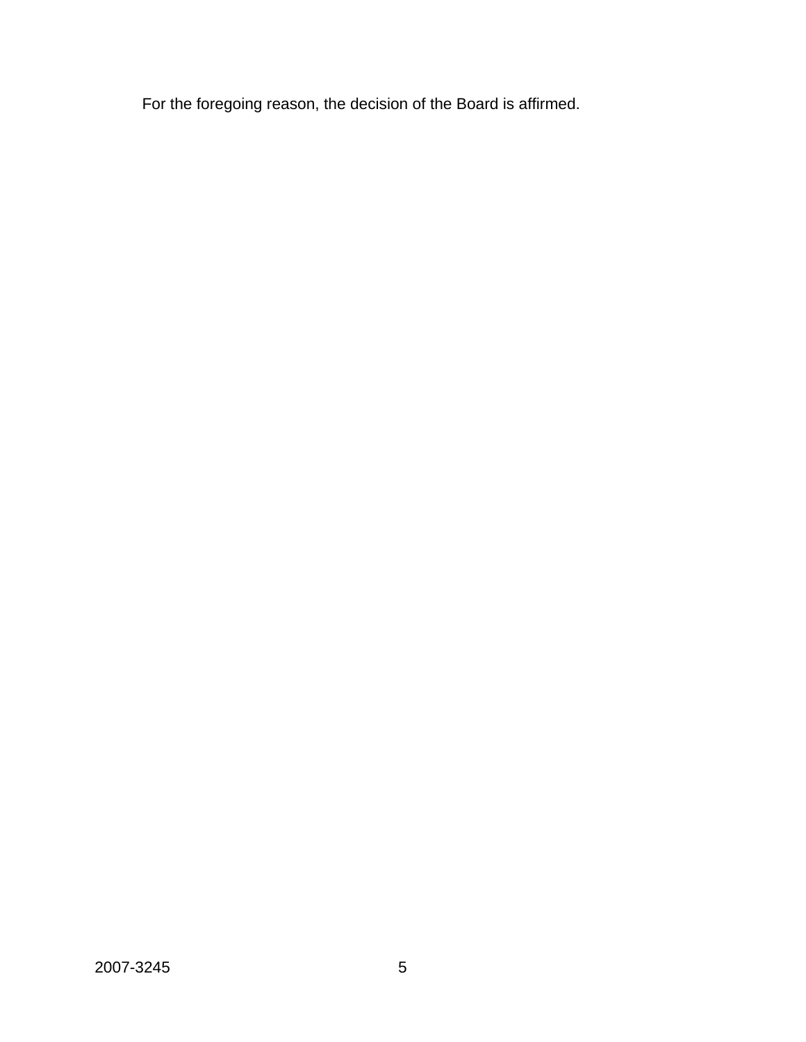For the foregoing reason, the decision of the Board is affirmed.